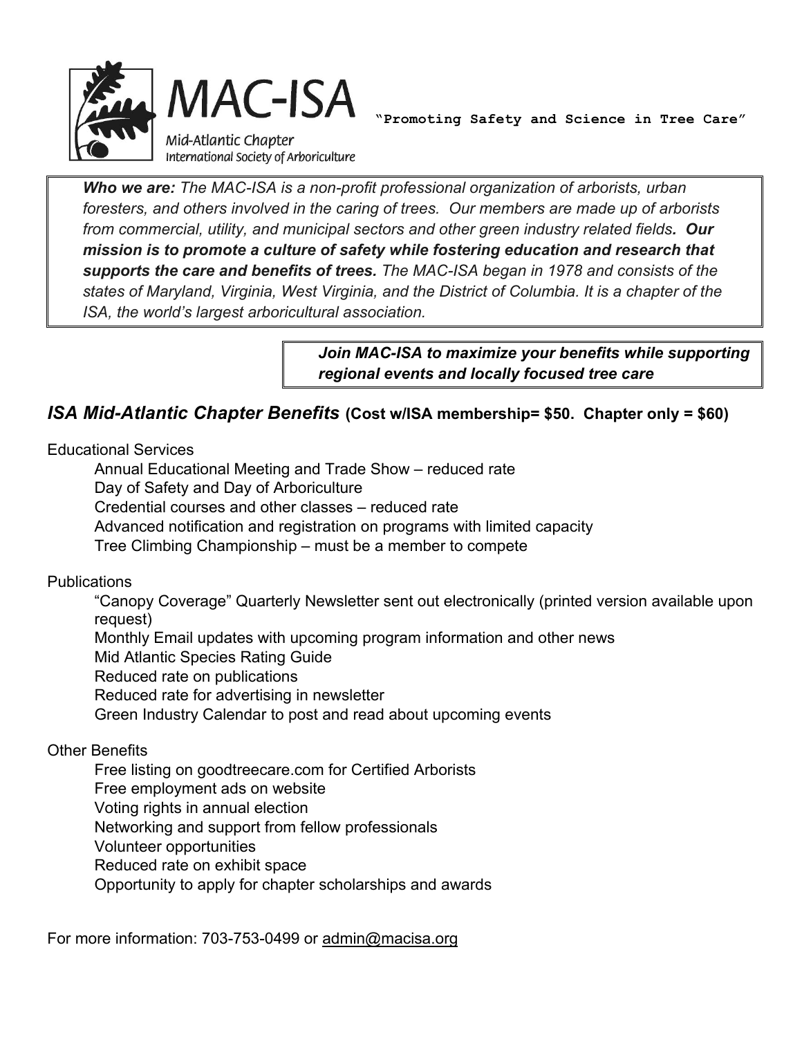# MAC-ISA

Mid-Atlantic Chapter
International Society of Arboriculture

**"Promoting Safety and Science in Tree Care"**

***Who we are:*** *The MAC-ISA is a non-profit professional organization of arborists, urban foresters, and others involved in the caring of trees. Our members are made up of arborists from commercial, utility, and municipal sectors and other green industry related fields.* ***Our mission is to promote a culture of safety while fostering education and research that supports the care and benefits of trees.*** *The MAC-ISA began in 1978 and consists of the states of Maryland, Virginia, West Virginia, and the District of Columbia. It is a chapter of the ISA, the world's largest arboricultural association.*

***Join MAC-ISA to maximize your benefits while supporting regional events and locally focused tree care***

## *ISA Mid-Atlantic Chapter Benefits* **(Cost w/ISA membership= $50. Chapter only = $60)**

Educational Services

- Annual Educational Meeting and Trade Show – reduced rate
- Day of Safety and Day of Arboriculture
- Credential courses and other classes – reduced rate
- Advanced notification and registration on programs with limited capacity
- Tree Climbing Championship – must be a member to compete

Publications

- "Canopy Coverage" Quarterly Newsletter sent out electronically (printed version available upon request)
- Monthly Email updates with upcoming program information and other news
- Mid Atlantic Species Rating Guide
- Reduced rate on publications
- Reduced rate for advertising in newsletter
- Green Industry Calendar to post and read about upcoming events

Other Benefits

- Free listing on goodtreecare.com for Certified Arborists
- Free employment ads on website
- Voting rights in annual election
- Networking and support from fellow professionals
- Volunteer opportunities
- Reduced rate on exhibit space
- Opportunity to apply for chapter scholarships and awards

For more information: 703-753-0499 or admin@macisa.org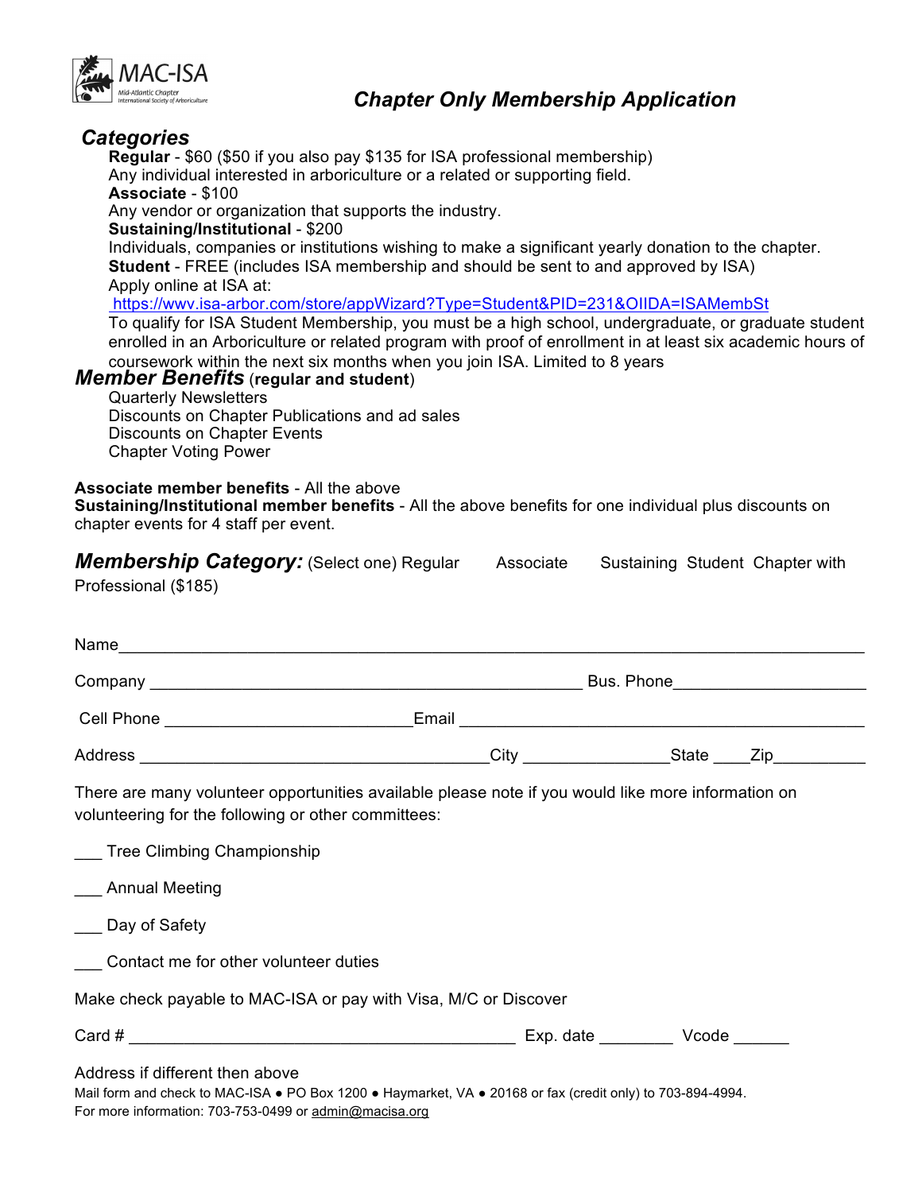MAC-ISA
Mid-Atlantic Chapter
International Society of Arboriculture

# *Chapter Only Membership Application*

## *Categories*

**Regular** - $60 ($50 if you also pay $135 for ISA professional membership)
Any individual interested in arboriculture or a related or supporting field.
**Associate** - $100
Any vendor or organization that supports the industry.
**Sustaining/Institutional** - $200
Individuals, companies or institutions wishing to make a significant yearly donation to the chapter.
**Student** - FREE (includes ISA membership and should be sent to and approved by ISA)
Apply online at ISA at:
https://wwv.isa-arbor.com/store/appWizard?Type=Student&PID=231&OIIDA=ISAMembSt
To qualify for ISA Student Membership, you must be a high school, undergraduate, or graduate student enrolled in an Arboriculture or related program with proof of enrollment in at least six academic hours of coursework within the next six months when you join ISA. Limited to 8 years

## *Member Benefits* (regular and student)

Quarterly Newsletters
Discounts on Chapter Publications and ad sales
Discounts on Chapter Events
Chapter Voting Power

**Associate member benefits** - All the above
**Sustaining/Institutional member benefits** - All the above benefits for one individual plus discounts on chapter events for 4 staff per event.

***Membership Category:*** (Select one) Regular Associate Sustaining Student Chapter with Professional ($185)

Name\_\_\_\_\_\_\_\_\_\_\_\_\_\_\_\_\_\_\_\_\_\_\_\_\_\_\_\_\_\_\_\_\_\_\_\_\_\_\_\_\_\_\_\_\_\_\_\_\_\_\_\_\_\_\_\_\_\_\_\_\_\_\_\_

Company \_\_\_\_\_\_\_\_\_\_\_\_\_\_\_\_\_\_\_\_\_\_\_\_\_\_\_\_\_\_\_\_\_\_\_\_ Bus. Phone\_\_\_\_\_\_\_\_\_\_\_\_\_\_\_\_\_\_

Cell Phone \_\_\_\_\_\_\_\_\_\_\_\_\_\_\_\_\_\_\_\_ Email \_\_\_\_\_\_\_\_\_\_\_\_\_\_\_\_\_\_\_\_\_\_\_\_\_\_\_\_\_\_\_\_\_\_

Address \_\_\_\_\_\_\_\_\_\_\_\_\_\_\_\_\_\_\_\_\_\_\_\_\_\_\_\_City \_\_\_\_\_\_\_\_\_\_\_\_State \_\_\_\_Zip\_\_\_\_\_\_\_\_

There are many volunteer opportunities available please note if you would like more information on volunteering for the following or other committees:

\_\_\_ Tree Climbing Championship

\_\_\_ Annual Meeting

\_\_\_ Day of Safety

\_\_\_ Contact me for other volunteer duties

Make check payable to MAC-ISA or pay with Visa, M/C or Discover

Card # \_\_\_\_\_\_\_\_\_\_\_\_\_\_\_\_\_\_\_\_\_\_\_\_\_\_\_\_\_\_\_\_\_\_ Exp. date \_\_\_\_\_\_\_\_ Vcode \_\_\_\_\_\_

Address if different then above

Mail form and check to MAC-ISA ● PO Box 1200 ● Haymarket, VA ● 20168 or fax (credit only) to 703-894-4994.
For more information: 703-753-0499 or admin@macisa.org